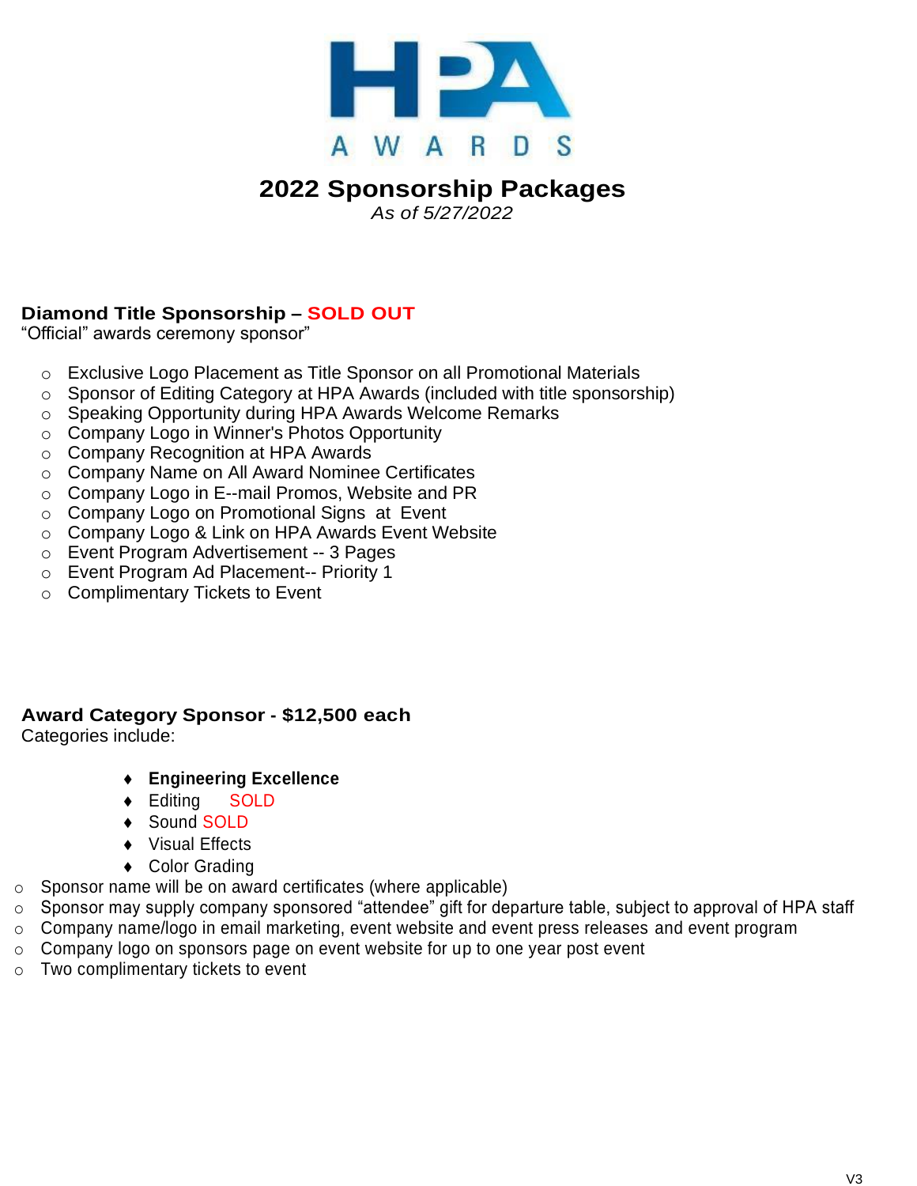# HPA AWARDS

## 2022 Sponsorship Packages

*As of 5/27/2022*

### Diamond Title Sponsorship – SOLD OUT

“Official” awards ceremony sponsor”

- Exclusive Logo Placement as Title Sponsor on all Promotional Materials
- Sponsor of Editing Category at HPA Awards (included with title sponsorship)
- Speaking Opportunity during HPA Awards Welcome Remarks
- Company Logo in Winner's Photos Opportunity
- Company Recognition at HPA Awards
- Company Name on All Award Nominee Certificates
- Company Logo in E--mail Promos, Website and PR
- Company Logo on Promotional Signs at Event
- Company Logo & Link on HPA Awards Event Website
- Event Program Advertisement -- 3 Pages
- Event Program Ad Placement-- Priority 1
- Complimentary Tickets to Event

### Award Category Sponsor - $12,500 each

Categories include:

- **Engineering Excellence**
- Editing SOLD
- Sound SOLD
- Visual Effects
- Color Grading

- Sponsor name will be on award certificates (where applicable)
- Sponsor may supply company sponsored “attendee” gift for departure table, subject to approval of HPA staff
- Company name/logo in email marketing, event website and event press releases and event program
- Company logo on sponsors page on event website for up to one year post event
- Two complimentary tickets to event

V3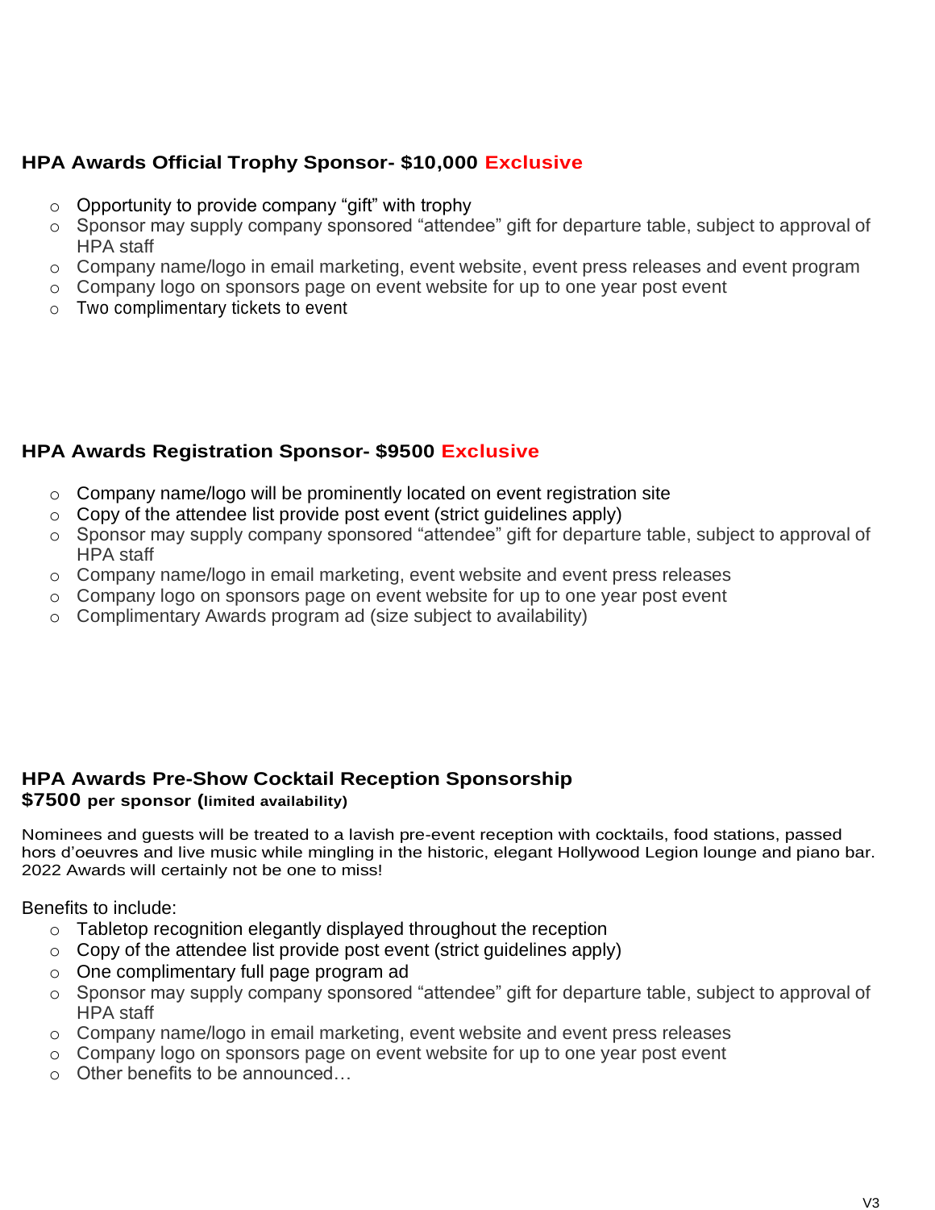### HPA Awards Official Trophy Sponsor- $10,000 Exclusive

- Opportunity to provide company "gift" with trophy
- Sponsor may supply company sponsored "attendee" gift for departure table, subject to approval of HPA staff
- Company name/logo in email marketing, event website, event press releases and event program
- Company logo on sponsors page on event website for up to one year post event
- Two complimentary tickets to event

### HPA Awards Registration Sponsor- $9500 Exclusive

- Company name/logo will be prominently located on event registration site
- Copy of the attendee list provide post event (strict guidelines apply)
- Sponsor may supply company sponsored "attendee" gift for departure table, subject to approval of HPA staff
- Company name/logo in email marketing, event website and event press releases
- Company logo on sponsors page on event website for up to one year post event
- Complimentary Awards program ad (size subject to availability)

### HPA Awards Pre-Show Cocktail Reception Sponsorship

**$7500 per sponsor (limited availability)**

Nominees and guests will be treated to a lavish pre-event reception with cocktails, food stations, passed hors d'oeuvres and live music while mingling in the historic, elegant Hollywood Legion lounge and piano bar. 2022 Awards will certainly not be one to miss!

Benefits to include:

- Tabletop recognition elegantly displayed throughout the reception
- Copy of the attendee list provide post event (strict guidelines apply)
- One complimentary full page program ad
- Sponsor may supply company sponsored "attendee" gift for departure table, subject to approval of HPA staff
- Company name/logo in email marketing, event website and event press releases
- Company logo on sponsors page on event website for up to one year post event
- Other benefits to be announced…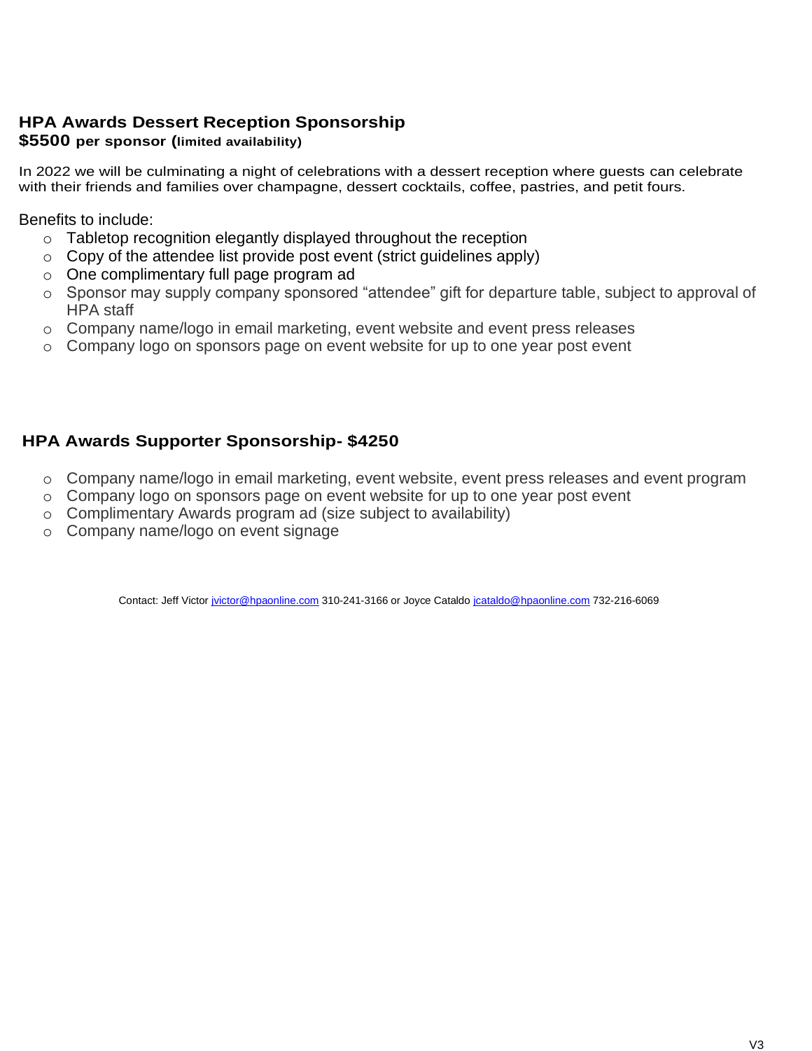## HPA Awards Dessert Reception Sponsorship

**$5500 per sponsor (limited availability)**

In 2022 we will be culminating a night of celebrations with a dessert reception where guests can celebrate with their friends and families over champagne, dessert cocktails, coffee, pastries, and petit fours.

Benefits to include:

- Tabletop recognition elegantly displayed throughout the reception
- Copy of the attendee list provide post event (strict guidelines apply)
- One complimentary full page program ad
- Sponsor may supply company sponsored “attendee” gift for departure table, subject to approval of HPA staff
- Company name/logo in email marketing, event website and event press releases
- Company logo on sponsors page on event website for up to one year post event

## HPA Awards Supporter Sponsorship- $4250

- Company name/logo in email marketing, event website, event press releases and event program
- Company logo on sponsors page on event website for up to one year post event
- Complimentary Awards program ad (size subject to availability)
- Company name/logo on event signage

Contact: Jeff Victor jvictor@hpaonline.com 310-241-3166 or Joyce Cataldo jcataldo@hpaonline.com 732-216-6069

V3